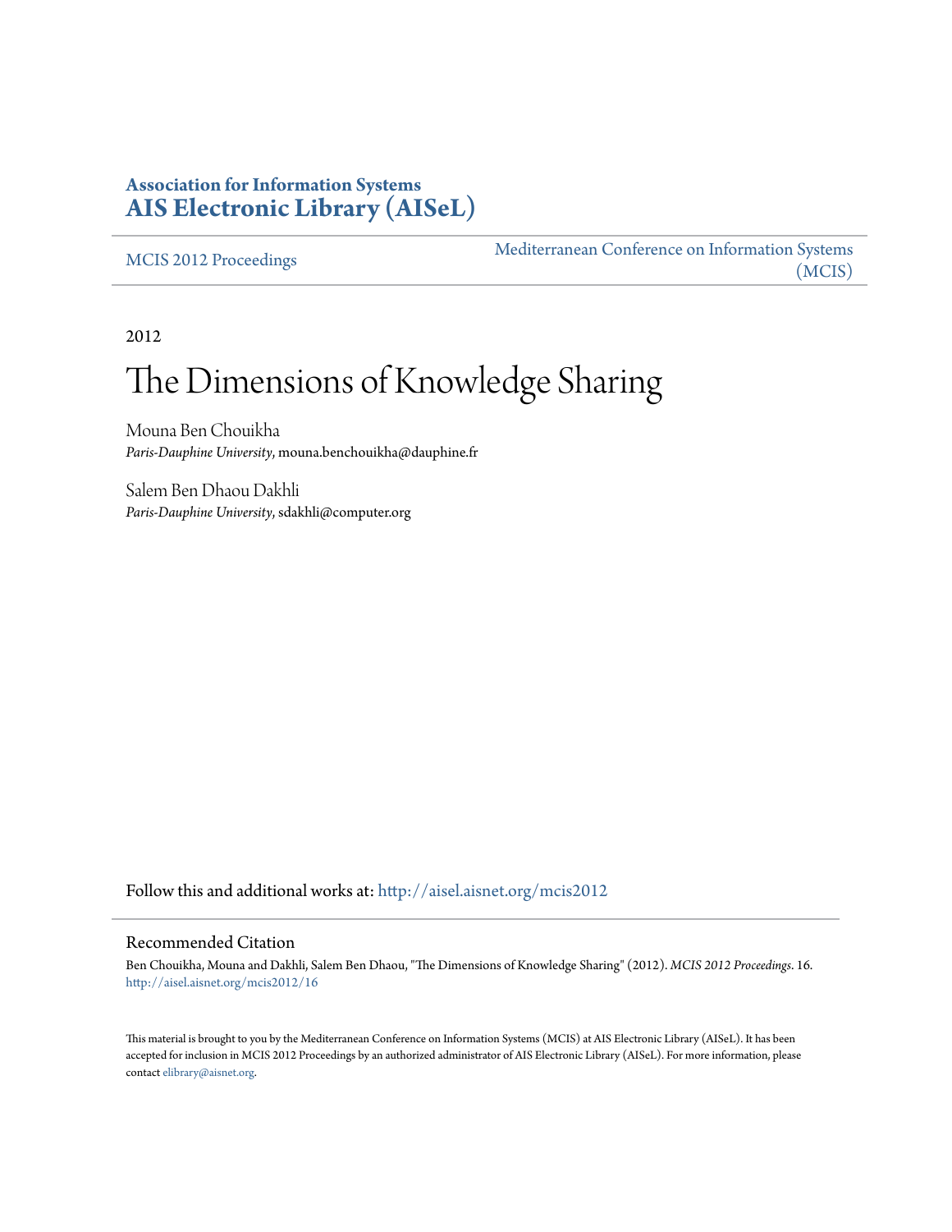**Association for Information Systems**
**AIS Electronic Library (AISeL)**

MCIS 2012 Proceedings

Mediterranean Conference on Information Systems (MCIS)

2012

# The Dimensions of Knowledge Sharing

Mouna Ben Chouikha
*Paris-Dauphine University*, mouna.benchouikha@dauphine.fr

Salem Ben Dhaou Dakhli
*Paris-Dauphine University*, sdakhli@computer.org

Follow this and additional works at: http://aisel.aisnet.org/mcis2012

## Recommended Citation

Ben Chouikha, Mouna and Dakhli, Salem Ben Dhaou, "The Dimensions of Knowledge Sharing" (2012). *MCIS 2012 Proceedings*. 16.
http://aisel.aisnet.org/mcis2012/16

This material is brought to you by the Mediterranean Conference on Information Systems (MCIS) at AIS Electronic Library (AISeL). It has been accepted for inclusion in MCIS 2012 Proceedings by an authorized administrator of AIS Electronic Library (AISeL). For more information, please contact elibrary@aisnet.org.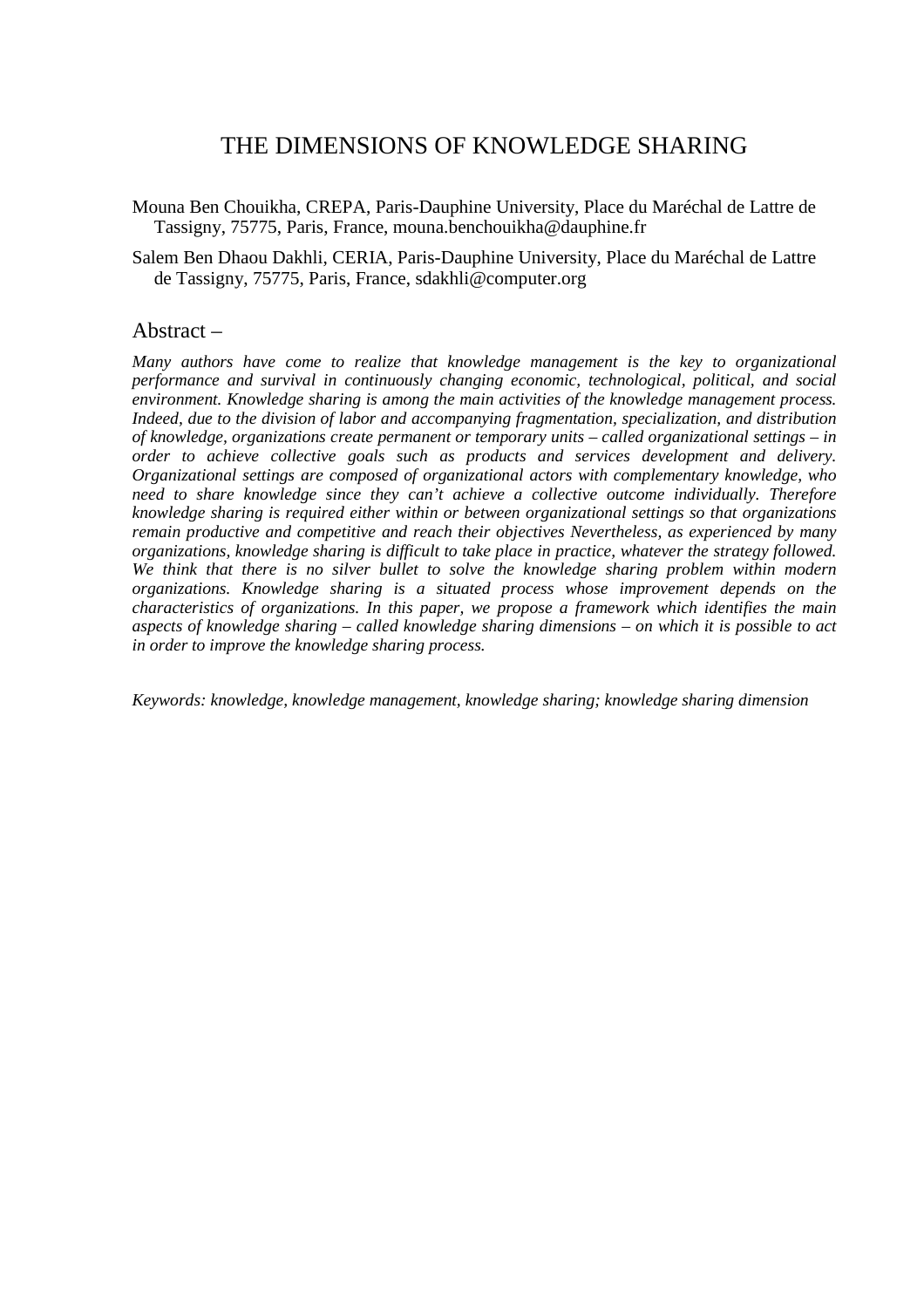# THE DIMENSIONS OF KNOWLEDGE SHARING

Mouna Ben Chouikha, CREPA, Paris-Dauphine University, Place du Maréchal de Lattre de Tassigny, 75775, Paris, France, mouna.benchouikha@dauphine.fr

Salem Ben Dhaou Dakhli, CERIA, Paris-Dauphine University, Place du Maréchal de Lattre de Tassigny, 75775, Paris, France, sdakhli@computer.org

## Abstract –

*Many authors have come to realize that knowledge management is the key to organizational performance and survival in continuously changing economic, technological, political, and social environment. Knowledge sharing is among the main activities of the knowledge management process. Indeed, due to the division of labor and accompanying fragmentation, specialization, and distribution of knowledge, organizations create permanent or temporary units – called organizational settings – in order to achieve collective goals such as products and services development and delivery. Organizational settings are composed of organizational actors with complementary knowledge, who need to share knowledge since they can't achieve a collective outcome individually. Therefore knowledge sharing is required either within or between organizational settings so that organizations remain productive and competitive and reach their objectives Nevertheless, as experienced by many organizations, knowledge sharing is difficult to take place in practice, whatever the strategy followed. We think that there is no silver bullet to solve the knowledge sharing problem within modern organizations. Knowledge sharing is a situated process whose improvement depends on the characteristics of organizations. In this paper, we propose a framework which identifies the main aspects of knowledge sharing – called knowledge sharing dimensions – on which it is possible to act in order to improve the knowledge sharing process.*

*Keywords: knowledge, knowledge management, knowledge sharing; knowledge sharing dimension*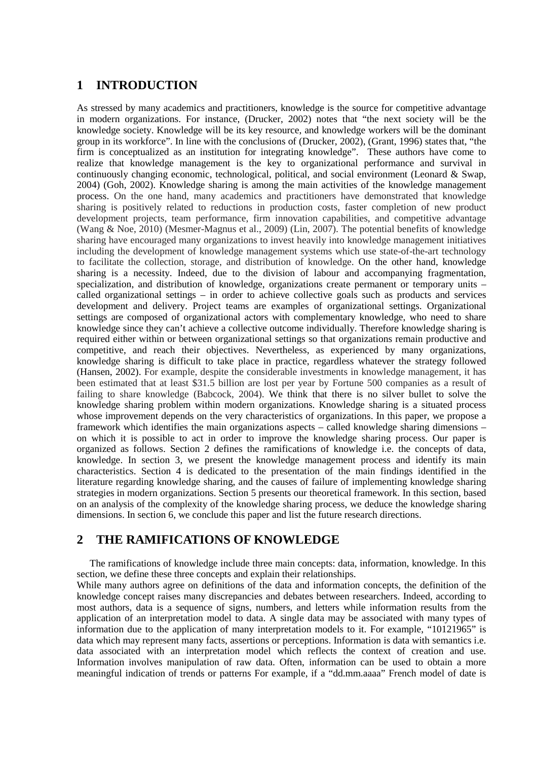## 1 INTRODUCTION

As stressed by many academics and practitioners, knowledge is the source for competitive advantage in modern organizations. For instance, (Drucker, 2002) notes that "the next society will be the knowledge society. Knowledge will be its key resource, and knowledge workers will be the dominant group in its workforce". In line with the conclusions of (Drucker, 2002), (Grant, 1996) states that, "the firm is conceptualized as an institution for integrating knowledge". These authors have come to realize that knowledge management is the key to organizational performance and survival in continuously changing economic, technological, political, and social environment (Leonard & Swap, 2004) (Goh, 2002). Knowledge sharing is among the main activities of the knowledge management process. On the one hand, many academics and practitioners have demonstrated that knowledge sharing is positively related to reductions in production costs, faster completion of new product development projects, team performance, firm innovation capabilities, and competitive advantage (Wang & Noe, 2010) (Mesmer-Magnus et al., 2009) (Lin, 2007). The potential benefits of knowledge sharing have encouraged many organizations to invest heavily into knowledge management initiatives including the development of knowledge management systems which use state-of-the-art technology to facilitate the collection, storage, and distribution of knowledge. On the other hand, knowledge sharing is a necessity. Indeed, due to the division of labour and accompanying fragmentation, specialization, and distribution of knowledge, organizations create permanent or temporary units – called organizational settings – in order to achieve collective goals such as products and services development and delivery. Project teams are examples of organizational settings. Organizational settings are composed of organizational actors with complementary knowledge, who need to share knowledge since they can't achieve a collective outcome individually. Therefore knowledge sharing is required either within or between organizational settings so that organizations remain productive and competitive, and reach their objectives. Nevertheless, as experienced by many organizations, knowledge sharing is difficult to take place in practice, regardless whatever the strategy followed (Hansen, 2002). For example, despite the considerable investments in knowledge management, it has been estimated that at least $31.5 billion are lost per year by Fortune 500 companies as a result of failing to share knowledge (Babcock, 2004). We think that there is no silver bullet to solve the knowledge sharing problem within modern organizations. Knowledge sharing is a situated process whose improvement depends on the very characteristics of organizations. In this paper, we propose a framework which identifies the main organizations aspects – called knowledge sharing dimensions – on which it is possible to act in order to improve the knowledge sharing process. Our paper is organized as follows. Section 2 defines the ramifications of knowledge i.e. the concepts of data, knowledge. In section 3, we present the knowledge management process and identify its main characteristics. Section 4 is dedicated to the presentation of the main findings identified in the literature regarding knowledge sharing, and the causes of failure of implementing knowledge sharing strategies in modern organizations. Section 5 presents our theoretical framework. In this section, based on an analysis of the complexity of the knowledge sharing process, we deduce the knowledge sharing dimensions. In section 6, we conclude this paper and list the future research directions.

## 2 THE RAMIFICATIONS OF KNOWLEDGE

The ramifications of knowledge include three main concepts: data, information, knowledge. In this section, we define these three concepts and explain their relationships.

While many authors agree on definitions of the data and information concepts, the definition of the knowledge concept raises many discrepancies and debates between researchers. Indeed, according to most authors, data is a sequence of signs, numbers, and letters while information results from the application of an interpretation model to data. A single data may be associated with many types of information due to the application of many interpretation models to it. For example, "10121965" is data which may represent many facts, assertions or perceptions. Information is data with semantics i.e. data associated with an interpretation model which reflects the context of creation and use. Information involves manipulation of raw data. Often, information can be used to obtain a more meaningful indication of trends or patterns For example, if a "dd.mm.aaaa" French model of date is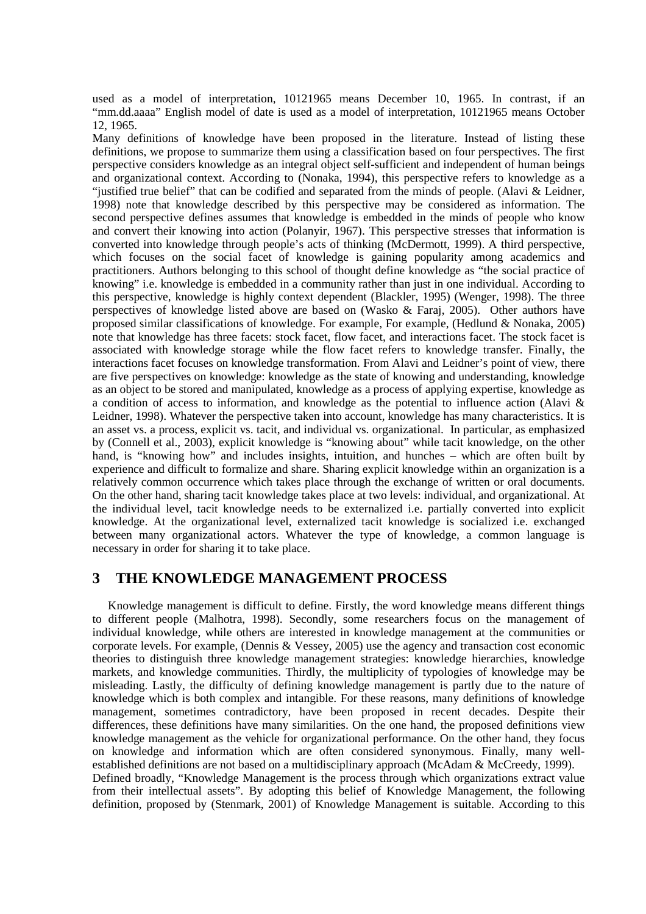used as a model of interpretation, 10121965 means December 10, 1965. In contrast, if an "mm.dd.aaaa" English model of date is used as a model of interpretation, 10121965 means October 12, 1965.

Many definitions of knowledge have been proposed in the literature. Instead of listing these definitions, we propose to summarize them using a classification based on four perspectives. The first perspective considers knowledge as an integral object self-sufficient and independent of human beings and organizational context. According to (Nonaka, 1994), this perspective refers to knowledge as a "justified true belief" that can be codified and separated from the minds of people. (Alavi & Leidner, 1998) note that knowledge described by this perspective may be considered as information. The second perspective defines assumes that knowledge is embedded in the minds of people who know and convert their knowing into action (Polanyir, 1967). This perspective stresses that information is converted into knowledge through people's acts of thinking (McDermott, 1999). A third perspective, which focuses on the social facet of knowledge is gaining popularity among academics and practitioners. Authors belonging to this school of thought define knowledge as "the social practice of knowing" i.e. knowledge is embedded in a community rather than just in one individual. According to this perspective, knowledge is highly context dependent (Blackler, 1995) (Wenger, 1998). The three perspectives of knowledge listed above are based on (Wasko & Faraj, 2005). Other authors have proposed similar classifications of knowledge. For example, For example, (Hedlund & Nonaka, 2005) note that knowledge has three facets: stock facet, flow facet, and interactions facet. The stock facet is associated with knowledge storage while the flow facet refers to knowledge transfer. Finally, the interactions facet focuses on knowledge transformation. From Alavi and Leidner's point of view, there are five perspectives on knowledge: knowledge as the state of knowing and understanding, knowledge as an object to be stored and manipulated, knowledge as a process of applying expertise, knowledge as a condition of access to information, and knowledge as the potential to influence action (Alavi & Leidner, 1998). Whatever the perspective taken into account, knowledge has many characteristics. It is an asset vs. a process, explicit vs. tacit, and individual vs. organizational. In particular, as emphasized by (Connell et al., 2003), explicit knowledge is "knowing about" while tacit knowledge, on the other hand, is "knowing how" and includes insights, intuition, and hunches – which are often built by experience and difficult to formalize and share. Sharing explicit knowledge within an organization is a relatively common occurrence which takes place through the exchange of written or oral documents. On the other hand, sharing tacit knowledge takes place at two levels: individual, and organizational. At the individual level, tacit knowledge needs to be externalized i.e. partially converted into explicit knowledge. At the organizational level, externalized tacit knowledge is socialized i.e. exchanged between many organizational actors. Whatever the type of knowledge, a common language is necessary in order for sharing it to take place.

## 3 THE KNOWLEDGE MANAGEMENT PROCESS

Knowledge management is difficult to define. Firstly, the word knowledge means different things to different people (Malhotra, 1998). Secondly, some researchers focus on the management of individual knowledge, while others are interested in knowledge management at the communities or corporate levels. For example, (Dennis & Vessey, 2005) use the agency and transaction cost economic theories to distinguish three knowledge management strategies: knowledge hierarchies, knowledge markets, and knowledge communities. Thirdly, the multiplicity of typologies of knowledge may be misleading. Lastly, the difficulty of defining knowledge management is partly due to the nature of knowledge which is both complex and intangible. For these reasons, many definitions of knowledge management, sometimes contradictory, have been proposed in recent decades. Despite their differences, these definitions have many similarities. On the one hand, the proposed definitions view knowledge management as the vehicle for organizational performance. On the other hand, they focus on knowledge and information which are often considered synonymous. Finally, many well-established definitions are not based on a multidisciplinary approach (McAdam & McCreedy, 1999).

Defined broadly, "Knowledge Management is the process through which organizations extract value from their intellectual assets". By adopting this belief of Knowledge Management, the following definition, proposed by (Stenmark, 2001) of Knowledge Management is suitable. According to this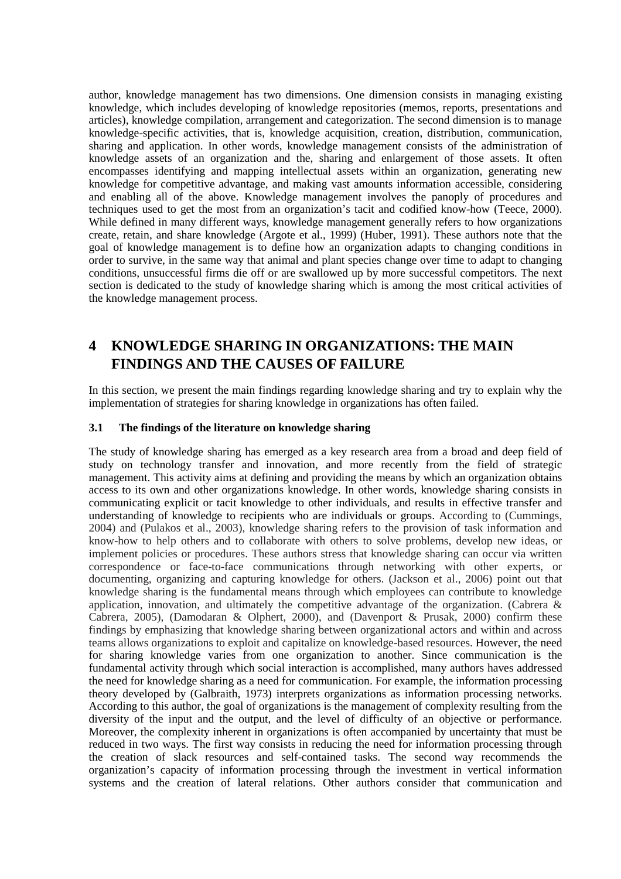author, knowledge management has two dimensions. One dimension consists in managing existing knowledge, which includes developing of knowledge repositories (memos, reports, presentations and articles), knowledge compilation, arrangement and categorization. The second dimension is to manage knowledge-specific activities, that is, knowledge acquisition, creation, distribution, communication, sharing and application. In other words, knowledge management consists of the administration of knowledge assets of an organization and the, sharing and enlargement of those assets. It often encompasses identifying and mapping intellectual assets within an organization, generating new knowledge for competitive advantage, and making vast amounts information accessible, considering and enabling all of the above. Knowledge management involves the panoply of procedures and techniques used to get the most from an organization's tacit and codified know-how (Teece, 2000). While defined in many different ways, knowledge management generally refers to how organizations create, retain, and share knowledge (Argote et al., 1999) (Huber, 1991). These authors note that the goal of knowledge management is to define how an organization adapts to changing conditions in order to survive, in the same way that animal and plant species change over time to adapt to changing conditions, unsuccessful firms die off or are swallowed up by more successful competitors. The next section is dedicated to the study of knowledge sharing which is among the most critical activities of the knowledge management process.

# 4 KNOWLEDGE SHARING IN ORGANIZATIONS: THE MAIN FINDINGS AND THE CAUSES OF FAILURE

In this section, we present the main findings regarding knowledge sharing and try to explain why the implementation of strategies for sharing knowledge in organizations has often failed.

### 3.1 The findings of the literature on knowledge sharing

The study of knowledge sharing has emerged as a key research area from a broad and deep field of study on technology transfer and innovation, and more recently from the field of strategic management. This activity aims at defining and providing the means by which an organization obtains access to its own and other organizations knowledge. In other words, knowledge sharing consists in communicating explicit or tacit knowledge to other individuals, and results in effective transfer and understanding of knowledge to recipients who are individuals or groups. According to (Cummings, 2004) and (Pulakos et al., 2003), knowledge sharing refers to the provision of task information and know-how to help others and to collaborate with others to solve problems, develop new ideas, or implement policies or procedures. These authors stress that knowledge sharing can occur via written correspondence or face-to-face communications through networking with other experts, or documenting, organizing and capturing knowledge for others. (Jackson et al., 2006) point out that knowledge sharing is the fundamental means through which employees can contribute to knowledge application, innovation, and ultimately the competitive advantage of the organization. (Cabrera & Cabrera, 2005), (Damodaran & Olphert, 2000), and (Davenport & Prusak, 2000) confirm these findings by emphasizing that knowledge sharing between organizational actors and within and across teams allows organizations to exploit and capitalize on knowledge-based resources. However, the need for sharing knowledge varies from one organization to another. Since communication is the fundamental activity through which social interaction is accomplished, many authors haves addressed the need for knowledge sharing as a need for communication. For example, the information processing theory developed by (Galbraith, 1973) interprets organizations as information processing networks. According to this author, the goal of organizations is the management of complexity resulting from the diversity of the input and the output, and the level of difficulty of an objective or performance. Moreover, the complexity inherent in organizations is often accompanied by uncertainty that must be reduced in two ways. The first way consists in reducing the need for information processing through the creation of slack resources and self-contained tasks. The second way recommends the organization's capacity of information processing through the investment in vertical information systems and the creation of lateral relations. Other authors consider that communication and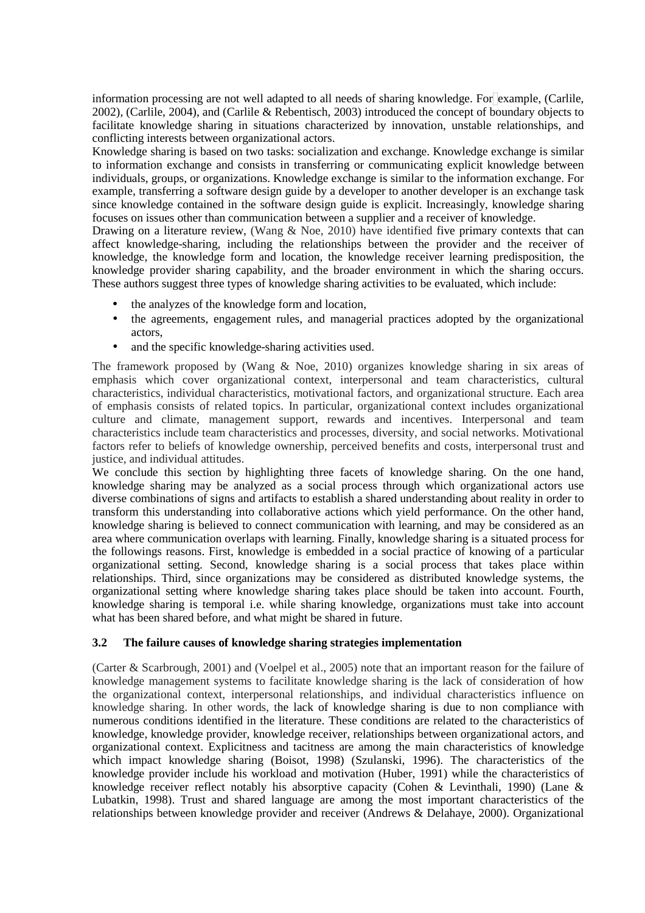information processing are not well adapted to all needs of sharing knowledge. For example, (Carlile, 2002), (Carlile, 2004), and (Carlile & Rebentisch, 2003) introduced the concept of boundary objects to facilitate knowledge sharing in situations characterized by innovation, unstable relationships, and conflicting interests between organizational actors.

Knowledge sharing is based on two tasks: socialization and exchange. Knowledge exchange is similar to information exchange and consists in transferring or communicating explicit knowledge between individuals, groups, or organizations. Knowledge exchange is similar to the information exchange. For example, transferring a software design guide by a developer to another developer is an exchange task since knowledge contained in the software design guide is explicit. Increasingly, knowledge sharing focuses on issues other than communication between a supplier and a receiver of knowledge.

Drawing on a literature review, (Wang & Noe, 2010) have identified five primary contexts that can affect knowledge-sharing, including the relationships between the provider and the receiver of knowledge, the knowledge form and location, the knowledge receiver learning predisposition, the knowledge provider sharing capability, and the broader environment in which the sharing occurs. These authors suggest three types of knowledge sharing activities to be evaluated, which include:

- the analyzes of the knowledge form and location,
- the agreements, engagement rules, and managerial practices adopted by the organizational actors,
- and the specific knowledge-sharing activities used.

The framework proposed by (Wang & Noe, 2010) organizes knowledge sharing in six areas of emphasis which cover organizational context, interpersonal and team characteristics, cultural characteristics, individual characteristics, motivational factors, and organizational structure. Each area of emphasis consists of related topics. In particular, organizational context includes organizational culture and climate, management support, rewards and incentives. Interpersonal and team characteristics include team characteristics and processes, diversity, and social networks. Motivational factors refer to beliefs of knowledge ownership, perceived benefits and costs, interpersonal trust and justice, and individual attitudes.

We conclude this section by highlighting three facets of knowledge sharing. On the one hand, knowledge sharing may be analyzed as a social process through which organizational actors use diverse combinations of signs and artifacts to establish a shared understanding about reality in order to transform this understanding into collaborative actions which yield performance. On the other hand, knowledge sharing is believed to connect communication with learning, and may be considered as an area where communication overlaps with learning. Finally, knowledge sharing is a situated process for the followings reasons. First, knowledge is embedded in a social practice of knowing of a particular organizational setting. Second, knowledge sharing is a social process that takes place within relationships. Third, since organizations may be considered as distributed knowledge systems, the organizational setting where knowledge sharing takes place should be taken into account. Fourth, knowledge sharing is temporal i.e. while sharing knowledge, organizations must take into account what has been shared before, and what might be shared in future.

### 3.2 The failure causes of knowledge sharing strategies implementation

(Carter & Scarbrough, 2001) and (Voelpel et al., 2005) note that an important reason for the failure of knowledge management systems to facilitate knowledge sharing is the lack of consideration of how the organizational context, interpersonal relationships, and individual characteristics influence on knowledge sharing. In other words, the lack of knowledge sharing is due to non compliance with numerous conditions identified in the literature. These conditions are related to the characteristics of knowledge, knowledge provider, knowledge receiver, relationships between organizational actors, and organizational context. Explicitness and tacitness are among the main characteristics of knowledge which impact knowledge sharing (Boisot, 1998) (Szulanski, 1996). The characteristics of the knowledge provider include his workload and motivation (Huber, 1991) while the characteristics of knowledge receiver reflect notably his absorptive capacity (Cohen & Levinthali, 1990) (Lane & Lubatkin, 1998). Trust and shared language are among the most important characteristics of the relationships between knowledge provider and receiver (Andrews & Delahaye, 2000). Organizational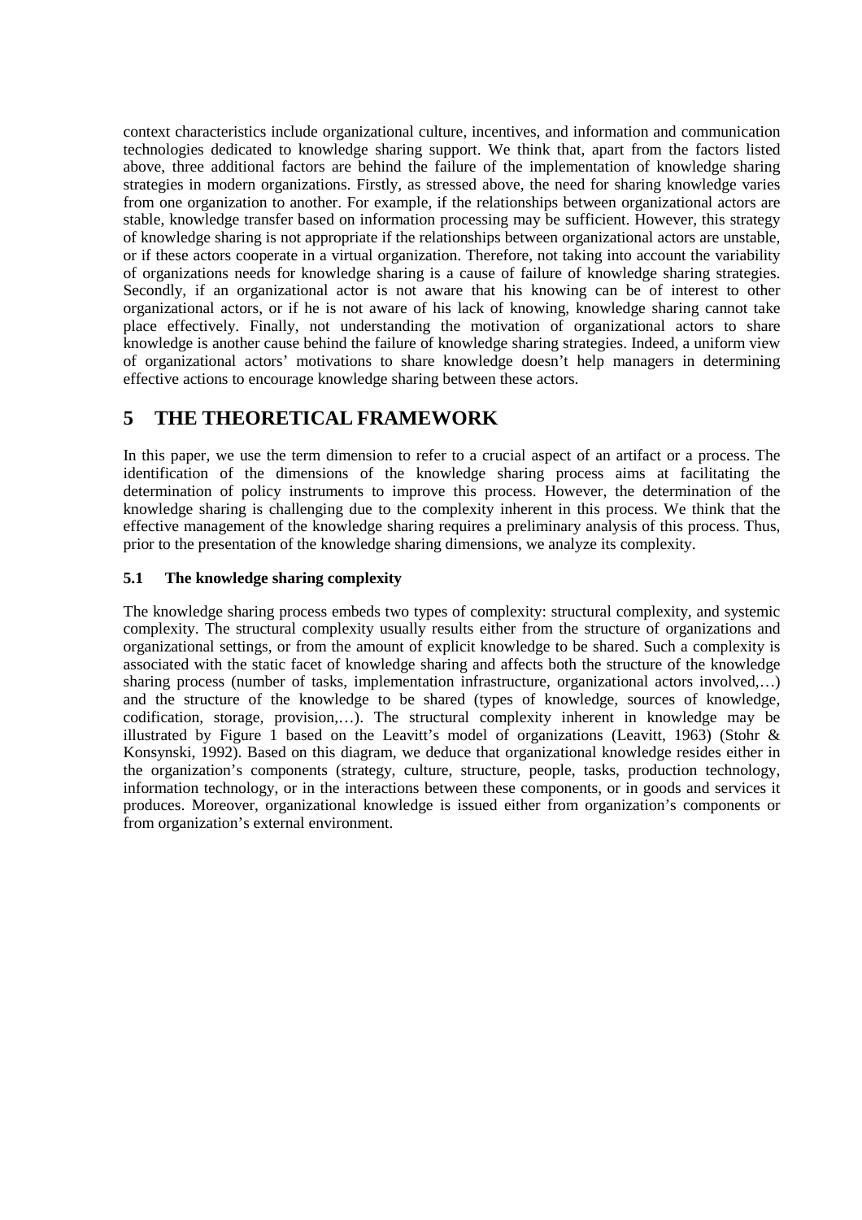context characteristics include organizational culture, incentives, and information and communication technologies dedicated to knowledge sharing support. We think that, apart from the factors listed above, three additional factors are behind the failure of the implementation of knowledge sharing strategies in modern organizations. Firstly, as stressed above, the need for sharing knowledge varies from one organization to another. For example, if the relationships between organizational actors are stable, knowledge transfer based on information processing may be sufficient. However, this strategy of knowledge sharing is not appropriate if the relationships between organizational actors are unstable, or if these actors cooperate in a virtual organization. Therefore, not taking into account the variability of organizations needs for knowledge sharing is a cause of failure of knowledge sharing strategies. Secondly, if an organizational actor is not aware that his knowing can be of interest to other organizational actors, or if he is not aware of his lack of knowing, knowledge sharing cannot take place effectively. Finally, not understanding the motivation of organizational actors to share knowledge is another cause behind the failure of knowledge sharing strategies. Indeed, a uniform view of organizational actors' motivations to share knowledge doesn't help managers in determining effective actions to encourage knowledge sharing between these actors.

# 5 THE THEORETICAL FRAMEWORK

In this paper, we use the term dimension to refer to a crucial aspect of an artifact or a process. The identification of the dimensions of the knowledge sharing process aims at facilitating the determination of policy instruments to improve this process. However, the determination of the knowledge sharing is challenging due to the complexity inherent in this process. We think that the effective management of the knowledge sharing requires a preliminary analysis of this process. Thus, prior to the presentation of the knowledge sharing dimensions, we analyze its complexity.

## 5.1 The knowledge sharing complexity

The knowledge sharing process embeds two types of complexity: structural complexity, and systemic complexity. The structural complexity usually results either from the structure of organizations and organizational settings, or from the amount of explicit knowledge to be shared. Such a complexity is associated with the static facet of knowledge sharing and affects both the structure of the knowledge sharing process (number of tasks, implementation infrastructure, organizational actors involved,…) and the structure of the knowledge to be shared (types of knowledge, sources of knowledge, codification, storage, provision,…). The structural complexity inherent in knowledge may be illustrated by Figure 1 based on the Leavitt's model of organizations (Leavitt, 1963) (Stohr & Konsynski, 1992). Based on this diagram, we deduce that organizational knowledge resides either in the organization's components (strategy, culture, structure, people, tasks, production technology, information technology, or in the interactions between these components, or in goods and services it produces. Moreover, organizational knowledge is issued either from organization's components or from organization's external environment.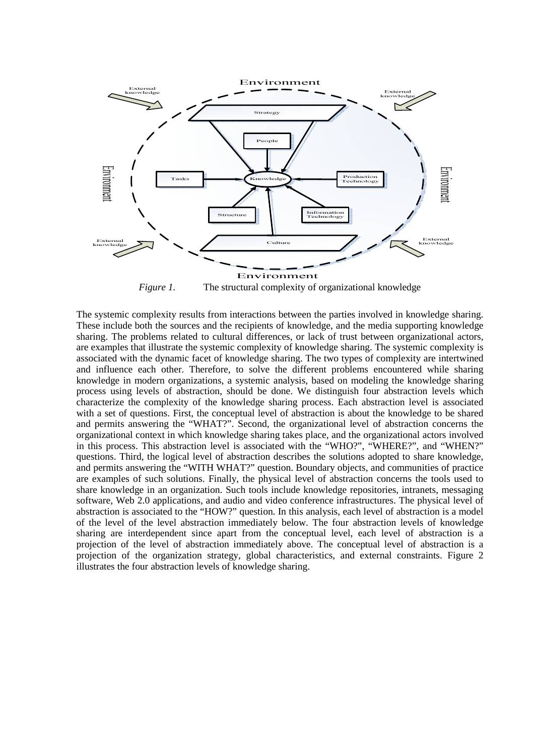*Figure 1.* The structural complexity of organizational knowledge

The systemic complexity results from interactions between the parties involved in knowledge sharing. These include both the sources and the recipients of knowledge, and the media supporting knowledge sharing. The problems related to cultural differences, or lack of trust between organizational actors, are examples that illustrate the systemic complexity of knowledge sharing. The systemic complexity is associated with the dynamic facet of knowledge sharing. The two types of complexity are intertwined and influence each other. Therefore, to solve the different problems encountered while sharing knowledge in modern organizations, a systemic analysis, based on modeling the knowledge sharing process using levels of abstraction, should be done. We distinguish four abstraction levels which characterize the complexity of the knowledge sharing process. Each abstraction level is associated with a set of questions. First, the conceptual level of abstraction is about the knowledge to be shared and permits answering the "WHAT?". Second, the organizational level of abstraction concerns the organizational context in which knowledge sharing takes place, and the organizational actors involved in this process. This abstraction level is associated with the "WHO?", "WHERE?", and "WHEN?" questions. Third, the logical level of abstraction describes the solutions adopted to share knowledge, and permits answering the "WITH WHAT?" question. Boundary objects, and communities of practice are examples of such solutions. Finally, the physical level of abstraction concerns the tools used to share knowledge in an organization. Such tools include knowledge repositories, intranets, messaging software, Web 2.0 applications, and audio and video conference infrastructures. The physical level of abstraction is associated to the "HOW?" question. In this analysis, each level of abstraction is a model of the level of the level abstraction immediately below. The four abstraction levels of knowledge sharing are interdependent since apart from the conceptual level, each level of abstraction is a projection of the level of abstraction immediately above. The conceptual level of abstraction is a projection of the organization strategy, global characteristics, and external constraints. Figure 2 illustrates the four abstraction levels of knowledge sharing.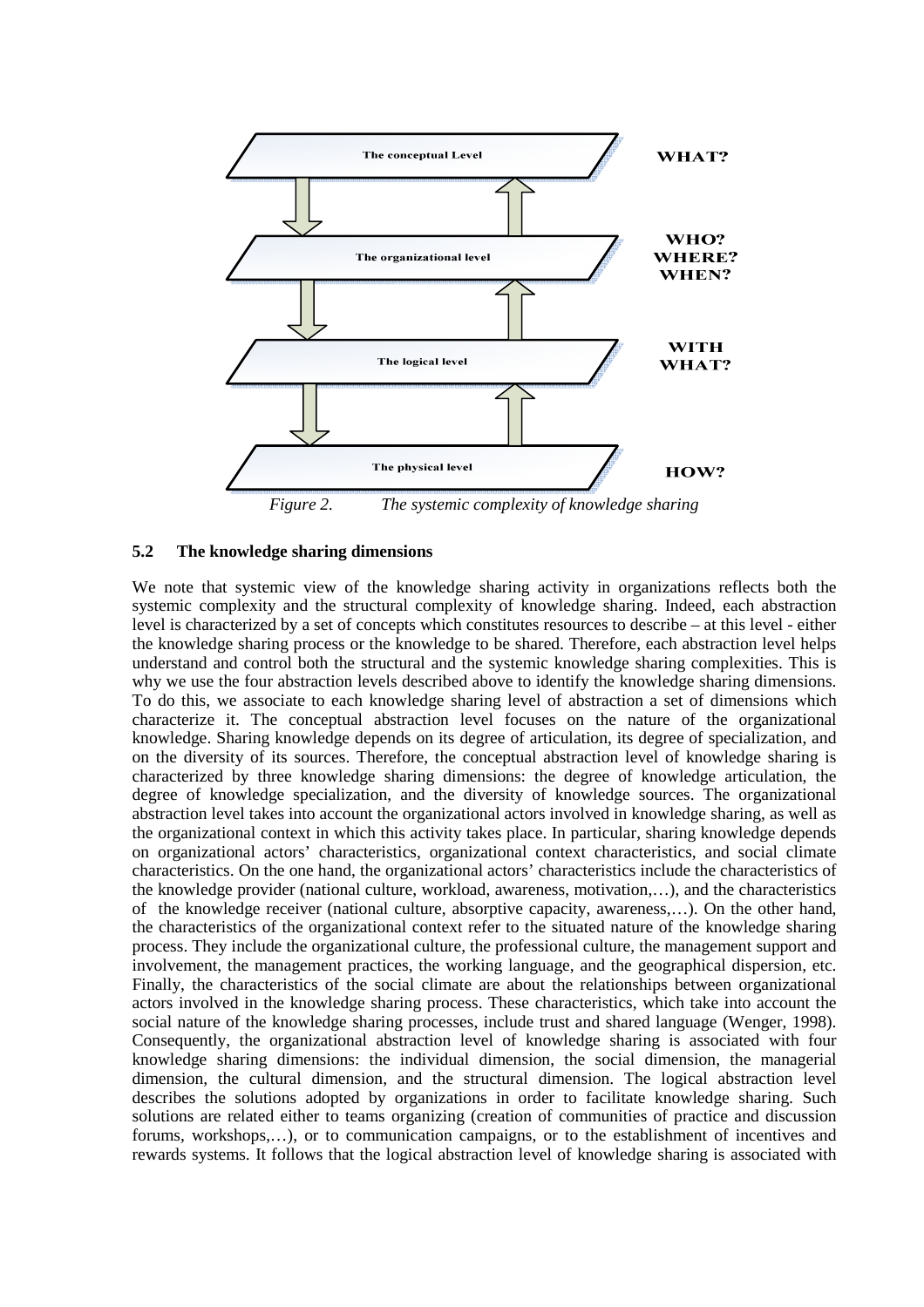The conceptual Level — WHAT?

The organizational level — WHO? WHERE? WHEN?

The logical level — WITH WHAT?

The physical level — HOW?

*Figure 2. The systemic complexity of knowledge sharing*

### 5.2 The knowledge sharing dimensions

We note that systemic view of the knowledge sharing activity in organizations reflects both the systemic complexity and the structural complexity of knowledge sharing. Indeed, each abstraction level is characterized by a set of concepts which constitutes resources to describe – at this level - either the knowledge sharing process or the knowledge to be shared. Therefore, each abstraction level helps understand and control both the structural and the systemic knowledge sharing complexities. This is why we use the four abstraction levels described above to identify the knowledge sharing dimensions. To do this, we associate to each knowledge sharing level of abstraction a set of dimensions which characterize it. The conceptual abstraction level focuses on the nature of the organizational knowledge. Sharing knowledge depends on its degree of articulation, its degree of specialization, and on the diversity of its sources. Therefore, the conceptual abstraction level of knowledge sharing is characterized by three knowledge sharing dimensions: the degree of knowledge articulation, the degree of knowledge specialization, and the diversity of knowledge sources. The organizational abstraction level takes into account the organizational actors involved in knowledge sharing, as well as the organizational context in which this activity takes place. In particular, sharing knowledge depends on organizational actors' characteristics, organizational context characteristics, and social climate characteristics. On the one hand, the organizational actors' characteristics include the characteristics of the knowledge provider (national culture, workload, awareness, motivation,…), and the characteristics of the knowledge receiver (national culture, absorptive capacity, awareness,…). On the other hand, the characteristics of the organizational context refer to the situated nature of the knowledge sharing process. They include the organizational culture, the professional culture, the management support and involvement, the management practices, the working language, and the geographical dispersion, etc. Finally, the characteristics of the social climate are about the relationships between organizational actors involved in the knowledge sharing process. These characteristics, which take into account the social nature of the knowledge sharing processes, include trust and shared language (Wenger, 1998). Consequently, the organizational abstraction level of knowledge sharing is associated with four knowledge sharing dimensions: the individual dimension, the social dimension, the managerial dimension, the cultural dimension, and the structural dimension. The logical abstraction level describes the solutions adopted by organizations in order to facilitate knowledge sharing. Such solutions are related either to teams organizing (creation of communities of practice and discussion forums, workshops,…), or to communication campaigns, or to the establishment of incentives and rewards systems. It follows that the logical abstraction level of knowledge sharing is associated with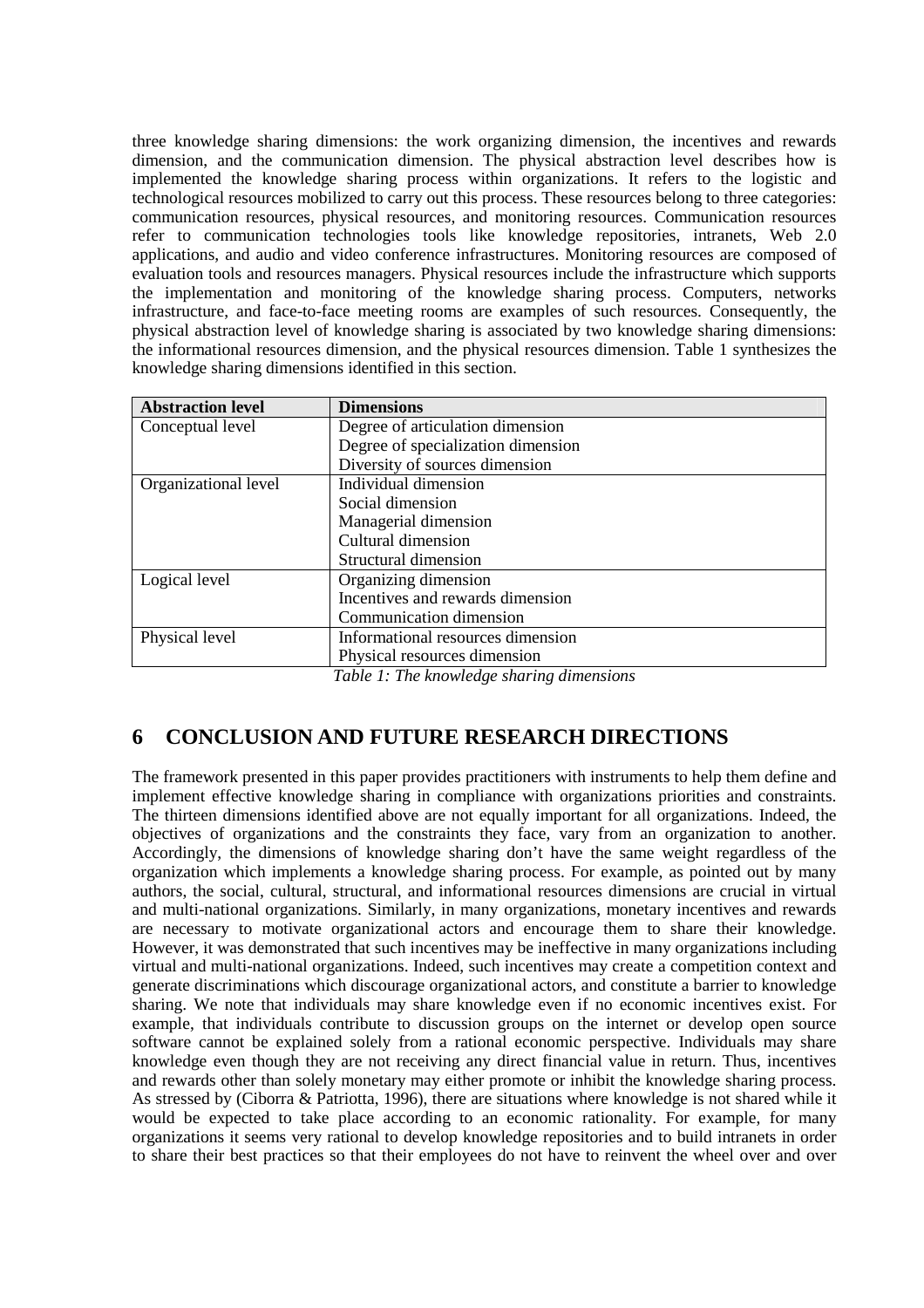three knowledge sharing dimensions: the work organizing dimension, the incentives and rewards dimension, and the communication dimension. The physical abstraction level describes how is implemented the knowledge sharing process within organizations. It refers to the logistic and technological resources mobilized to carry out this process. These resources belong to three categories: communication resources, physical resources, and monitoring resources. Communication resources refer to communication technologies tools like knowledge repositories, intranets, Web 2.0 applications, and audio and video conference infrastructures. Monitoring resources are composed of evaluation tools and resources managers. Physical resources include the infrastructure which supports the implementation and monitoring of the knowledge sharing process. Computers, networks infrastructure, and face-to-face meeting rooms are examples of such resources. Consequently, the physical abstraction level of knowledge sharing is associated by two knowledge sharing dimensions: the informational resources dimension, and the physical resources dimension. Table 1 synthesizes the knowledge sharing dimensions identified in this section.

| Abstraction level | Dimensions |
|---|---|
| Conceptual level | Degree of articulation dimension<br>Degree of specialization dimension<br>Diversity of sources dimension |
| Organizational level | Individual dimension<br>Social dimension<br>Managerial dimension<br>Cultural dimension<br>Structural dimension |
| Logical level | Organizing dimension<br>Incentives and rewards dimension<br>Communication dimension |
| Physical level | Informational resources dimension<br>Physical resources dimension |

*Table 1: The knowledge sharing dimensions*

## 6 CONCLUSION AND FUTURE RESEARCH DIRECTIONS

The framework presented in this paper provides practitioners with instruments to help them define and implement effective knowledge sharing in compliance with organizations priorities and constraints. The thirteen dimensions identified above are not equally important for all organizations. Indeed, the objectives of organizations and the constraints they face, vary from an organization to another. Accordingly, the dimensions of knowledge sharing don't have the same weight regardless of the organization which implements a knowledge sharing process. For example, as pointed out by many authors, the social, cultural, structural, and informational resources dimensions are crucial in virtual and multi-national organizations. Similarly, in many organizations, monetary incentives and rewards are necessary to motivate organizational actors and encourage them to share their knowledge. However, it was demonstrated that such incentives may be ineffective in many organizations including virtual and multi-national organizations. Indeed, such incentives may create a competition context and generate discriminations which discourage organizational actors, and constitute a barrier to knowledge sharing. We note that individuals may share knowledge even if no economic incentives exist. For example, that individuals contribute to discussion groups on the internet or develop open source software cannot be explained solely from a rational economic perspective. Individuals may share knowledge even though they are not receiving any direct financial value in return. Thus, incentives and rewards other than solely monetary may either promote or inhibit the knowledge sharing process. As stressed by (Ciborra & Patriotta, 1996), there are situations where knowledge is not shared while it would be expected to take place according to an economic rationality. For example, for many organizations it seems very rational to develop knowledge repositories and to build intranets in order to share their best practices so that their employees do not have to reinvent the wheel over and over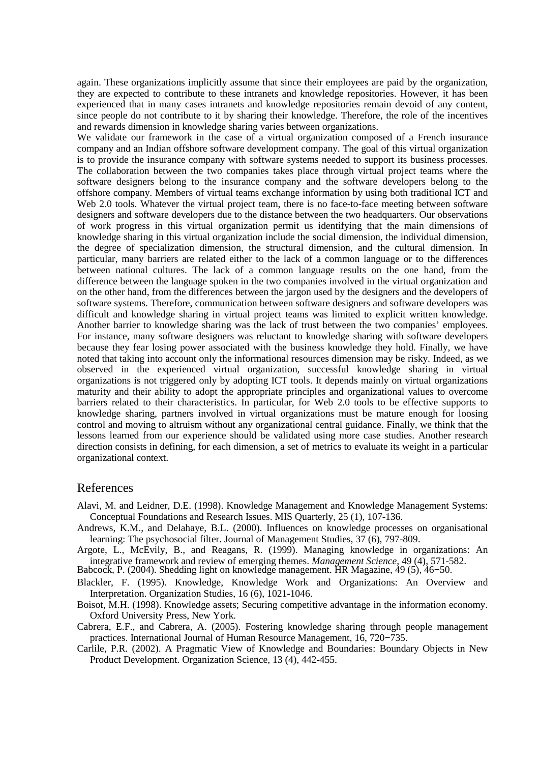again. These organizations implicitly assume that since their employees are paid by the organization, they are expected to contribute to these intranets and knowledge repositories. However, it has been experienced that in many cases intranets and knowledge repositories remain devoid of any content, since people do not contribute to it by sharing their knowledge. Therefore, the role of the incentives and rewards dimension in knowledge sharing varies between organizations.

We validate our framework in the case of a virtual organization composed of a French insurance company and an Indian offshore software development company. The goal of this virtual organization is to provide the insurance company with software systems needed to support its business processes. The collaboration between the two companies takes place through virtual project teams where the software designers belong to the insurance company and the software developers belong to the offshore company. Members of virtual teams exchange information by using both traditional ICT and Web 2.0 tools. Whatever the virtual project team, there is no face-to-face meeting between software designers and software developers due to the distance between the two headquarters. Our observations of work progress in this virtual organization permit us identifying that the main dimensions of knowledge sharing in this virtual organization include the social dimension, the individual dimension, the degree of specialization dimension, the structural dimension, and the cultural dimension. In particular, many barriers are related either to the lack of a common language or to the differences between national cultures. The lack of a common language results on the one hand, from the difference between the language spoken in the two companies involved in the virtual organization and on the other hand, from the differences between the jargon used by the designers and the developers of software systems. Therefore, communication between software designers and software developers was difficult and knowledge sharing in virtual project teams was limited to explicit written knowledge. Another barrier to knowledge sharing was the lack of trust between the two companies' employees. For instance, many software designers was reluctant to knowledge sharing with software developers because they fear losing power associated with the business knowledge they hold. Finally, we have noted that taking into account only the informational resources dimension may be risky. Indeed, as we observed in the experienced virtual organization, successful knowledge sharing in virtual organizations is not triggered only by adopting ICT tools. It depends mainly on virtual organizations maturity and their ability to adopt the appropriate principles and organizational values to overcome barriers related to their characteristics. In particular, for Web 2.0 tools to be effective supports to knowledge sharing, partners involved in virtual organizations must be mature enough for loosing control and moving to altruism without any organizational central guidance. Finally, we think that the lessons learned from our experience should be validated using more case studies. Another research direction consists in defining, for each dimension, a set of metrics to evaluate its weight in a particular organizational context.

## References

Alavi, M. and Leidner, D.E. (1998). Knowledge Management and Knowledge Management Systems: Conceptual Foundations and Research Issues. MIS Quarterly, 25 (1), 107-136.

Andrews, K.M., and Delahaye, B.L. (2000). Influences on knowledge processes on organisational learning: The psychosocial filter. Journal of Management Studies, 37 (6), 797-809.

Argote, L., McEvily, B., and Reagans, R. (1999). Managing knowledge in organizations: An integrative framework and review of emerging themes. *Management Science*, 49 (4), 571-582.

Babcock, P. (2004). Shedding light on knowledge management. HR Magazine, 49 (5), 46−50.

Blackler, F. (1995). Knowledge, Knowledge Work and Organizations: An Overview and Interpretation. Organization Studies, 16 (6), 1021-1046.

Boisot, M.H. (1998). Knowledge assets; Securing competitive advantage in the information economy. Oxford University Press, New York.

Cabrera, E.F., and Cabrera, A. (2005). Fostering knowledge sharing through people management practices. International Journal of Human Resource Management, 16, 720−735.

Carlile, P.R. (2002). A Pragmatic View of Knowledge and Boundaries: Boundary Objects in New Product Development. Organization Science, 13 (4), 442-455.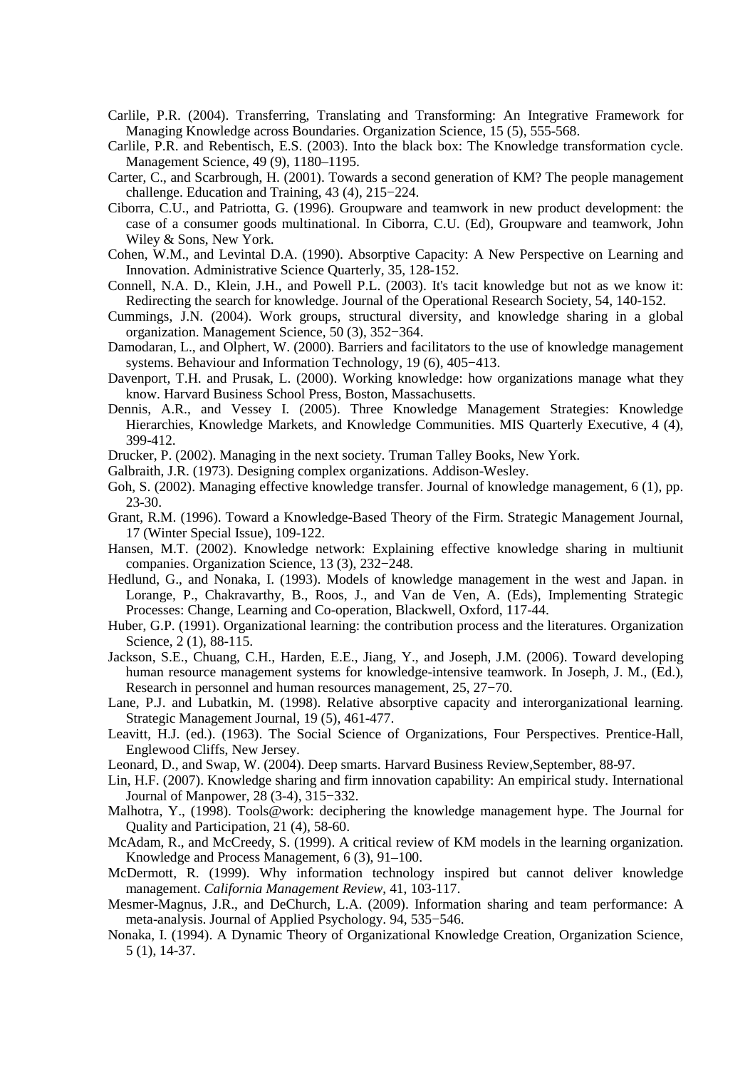Carlile, P.R. (2004). Transferring, Translating and Transforming: An Integrative Framework for Managing Knowledge across Boundaries. Organization Science, 15 (5), 555-568.

Carlile, P.R. and Rebentisch, E.S. (2003). Into the black box: The Knowledge transformation cycle. Management Science, 49 (9), 1180–1195.

Carter, C., and Scarbrough, H. (2001). Towards a second generation of KM? The people management challenge. Education and Training, 43 (4), 215−224.

Ciborra, C.U., and Patriotta, G. (1996). Groupware and teamwork in new product development: the case of a consumer goods multinational. In Ciborra, C.U. (Ed), Groupware and teamwork, John Wiley & Sons, New York.

Cohen, W.M., and Levintal D.A. (1990). Absorptive Capacity: A New Perspective on Learning and Innovation. Administrative Science Quarterly, 35, 128-152.

Connell, N.A. D., Klein, J.H., and Powell P.L. (2003). It's tacit knowledge but not as we know it: Redirecting the search for knowledge. Journal of the Operational Research Society, 54, 140-152.

Cummings, J.N. (2004). Work groups, structural diversity, and knowledge sharing in a global organization. Management Science, 50 (3), 352−364.

Damodaran, L., and Olphert, W. (2000). Barriers and facilitators to the use of knowledge management systems. Behaviour and Information Technology, 19 (6), 405−413.

Davenport, T.H. and Prusak, L. (2000). Working knowledge: how organizations manage what they know. Harvard Business School Press, Boston, Massachusetts.

Dennis, A.R., and Vessey I. (2005). Three Knowledge Management Strategies: Knowledge Hierarchies, Knowledge Markets, and Knowledge Communities. MIS Quarterly Executive, 4 (4), 399-412.

Drucker, P. (2002). Managing in the next society. Truman Talley Books, New York.

Galbraith, J.R. (1973). Designing complex organizations. Addison-Wesley.

Goh, S. (2002). Managing effective knowledge transfer. Journal of knowledge management, 6 (1), pp. 23-30.

Grant, R.M. (1996). Toward a Knowledge-Based Theory of the Firm. Strategic Management Journal, 17 (Winter Special Issue), 109-122.

Hansen, M.T. (2002). Knowledge network: Explaining effective knowledge sharing in multiunit companies. Organization Science, 13 (3), 232−248.

Hedlund, G., and Nonaka, I. (1993). Models of knowledge management in the west and Japan. in Lorange, P., Chakravarthy, B., Roos, J., and Van de Ven, A. (Eds), Implementing Strategic Processes: Change, Learning and Co-operation, Blackwell, Oxford, 117-44.

Huber, G.P. (1991). Organizational learning: the contribution process and the literatures. Organization Science, 2 (1), 88-115.

Jackson, S.E., Chuang, C.H., Harden, E.E., Jiang, Y., and Joseph, J.M. (2006). Toward developing human resource management systems for knowledge-intensive teamwork. In Joseph, J. M., (Ed.), Research in personnel and human resources management, 25, 27−70.

Lane, P.J. and Lubatkin, M. (1998). Relative absorptive capacity and interorganizational learning. Strategic Management Journal, 19 (5), 461-477.

Leavitt, H.J. (ed.). (1963). The Social Science of Organizations, Four Perspectives. Prentice-Hall, Englewood Cliffs, New Jersey.

Leonard, D., and Swap, W. (2004). Deep smarts. Harvard Business Review,September, 88-97.

Lin, H.F. (2007). Knowledge sharing and firm innovation capability: An empirical study. International Journal of Manpower, 28 (3-4), 315−332.

Malhotra, Y., (1998). Tools@work: deciphering the knowledge management hype. The Journal for Quality and Participation, 21 (4), 58-60.

McAdam, R., and McCreedy, S. (1999). A critical review of KM models in the learning organization. Knowledge and Process Management, 6 (3), 91–100.

McDermott, R. (1999). Why information technology inspired but cannot deliver knowledge management. *California Management Review*, 41, 103-117.

Mesmer-Magnus, J.R., and DeChurch, L.A. (2009). Information sharing and team performance: A meta-analysis. Journal of Applied Psychology. 94, 535−546.

Nonaka, I. (1994). A Dynamic Theory of Organizational Knowledge Creation, Organization Science, 5 (1), 14-37.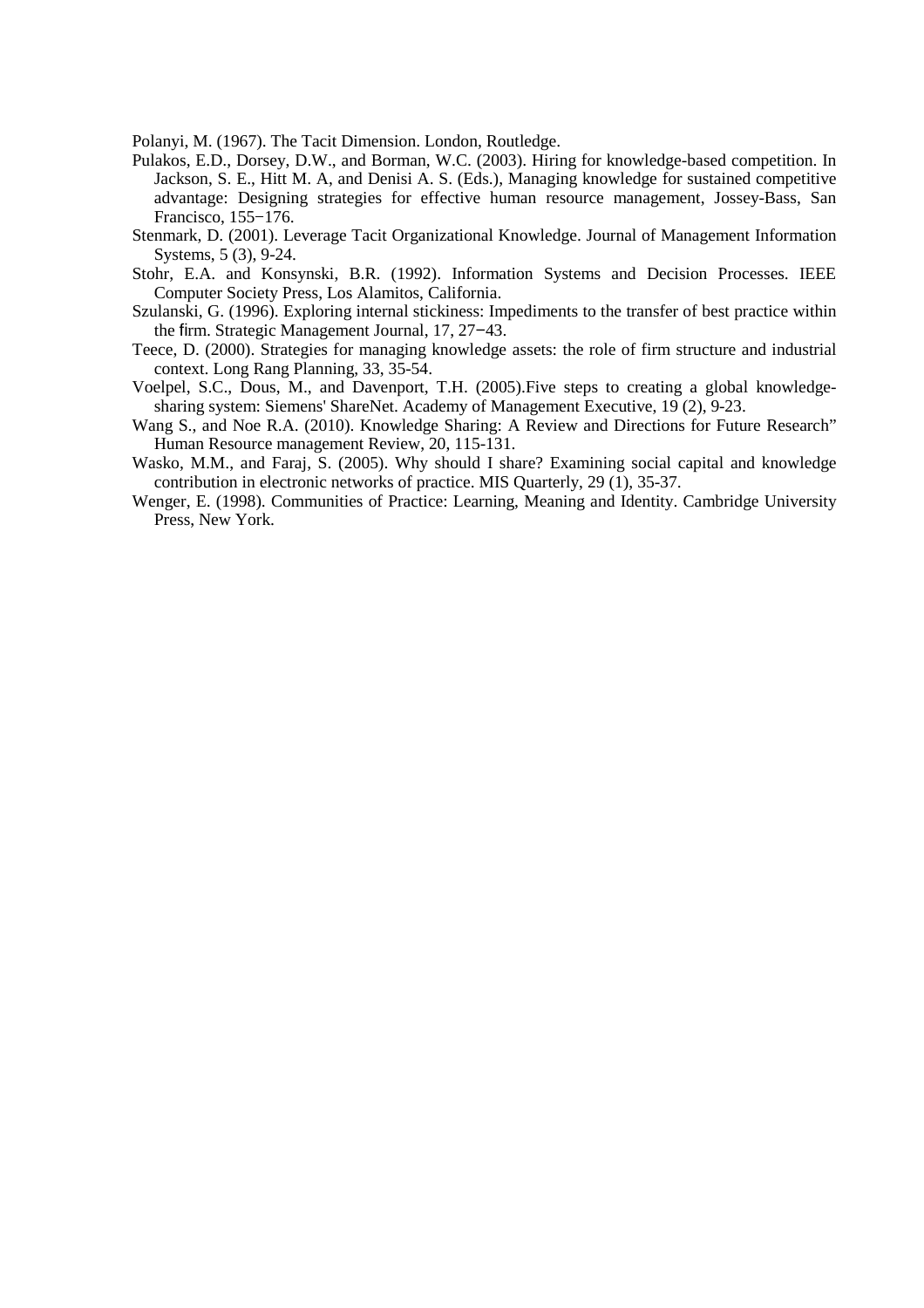Polanyi, M. (1967). The Tacit Dimension. London, Routledge.

Pulakos, E.D., Dorsey, D.W., and Borman, W.C. (2003). Hiring for knowledge-based competition. In Jackson, S. E., Hitt M. A, and Denisi A. S. (Eds.), Managing knowledge for sustained competitive advantage: Designing strategies for effective human resource management, Jossey-Bass, San Francisco, 155−176.

Stenmark, D. (2001). Leverage Tacit Organizational Knowledge. Journal of Management Information Systems, 5 (3), 9-24.

Stohr, E.A. and Konsynski, B.R. (1992). Information Systems and Decision Processes. IEEE Computer Society Press, Los Alamitos, California.

Szulanski, G. (1996). Exploring internal stickiness: Impediments to the transfer of best practice within the firm. Strategic Management Journal, 17, 27−43.

Teece, D. (2000). Strategies for managing knowledge assets: the role of firm structure and industrial context. Long Rang Planning, 33, 35-54.

Voelpel, S.C., Dous, M., and Davenport, T.H. (2005).Five steps to creating a global knowledge-sharing system: Siemens' ShareNet. Academy of Management Executive, 19 (2), 9-23.

Wang S., and Noe R.A. (2010). Knowledge Sharing: A Review and Directions for Future Research" Human Resource management Review, 20, 115-131.

Wasko, M.M., and Faraj, S. (2005). Why should I share? Examining social capital and knowledge contribution in electronic networks of practice. MIS Quarterly, 29 (1), 35-37.

Wenger, E. (1998). Communities of Practice: Learning, Meaning and Identity. Cambridge University Press, New York.